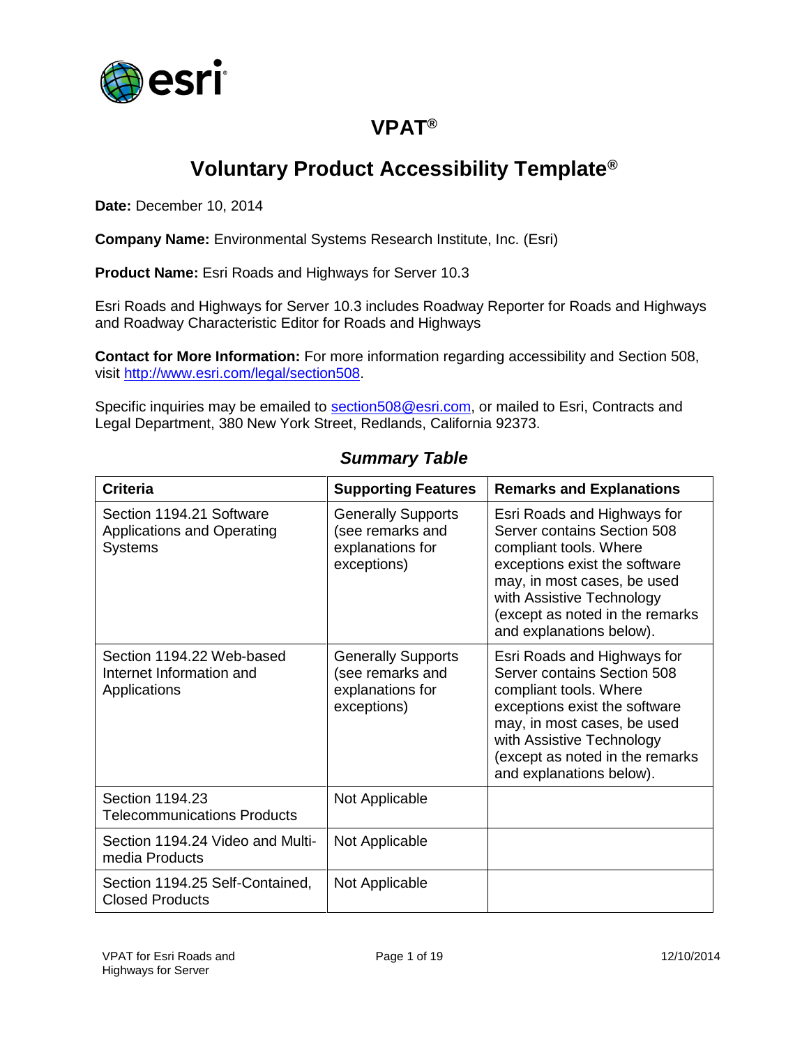# VPAT®

## Voluntary Product Accessibility Template®

**Date:** December 10, 2014

**Company Name:** Environmental Systems Research Institute, Inc. (Esri)

**Product Name:** Esri Roads and Highways for Server 10.3

Esri Roads and Highways for Server 10.3 includes Roadway Reporter for Roads and Highways and Roadway Characteristic Editor for Roads and Highways

**Contact for More Information:** For more information regarding accessibility and Section 508, visit http://www.esri.com/legal/section508.

Specific inquiries may be emailed to section508@esri.com, or mailed to Esri, Contracts and Legal Department, 380 New York Street, Redlands, California 92373.

### *Summary Table*

| Criteria | Supporting Features | Remarks and Explanations |
|---|---|---|
| Section 1194.21 Software Applications and Operating Systems | Generally Supports (see remarks and explanations for exceptions) | Esri Roads and Highways for Server contains Section 508 compliant tools. Where exceptions exist the software may, in most cases, be used with Assistive Technology (except as noted in the remarks and explanations below). |
| Section 1194.22 Web-based Internet Information and Applications | Generally Supports (see remarks and explanations for exceptions) | Esri Roads and Highways for Server contains Section 508 compliant tools. Where exceptions exist the software may, in most cases, be used with Assistive Technology (except as noted in the remarks and explanations below). |
| Section 1194.23 Telecommunications Products | Not Applicable | |
| Section 1194.24 Video and Multi-media Products | Not Applicable | |
| Section 1194.25 Self-Contained, Closed Products | Not Applicable | |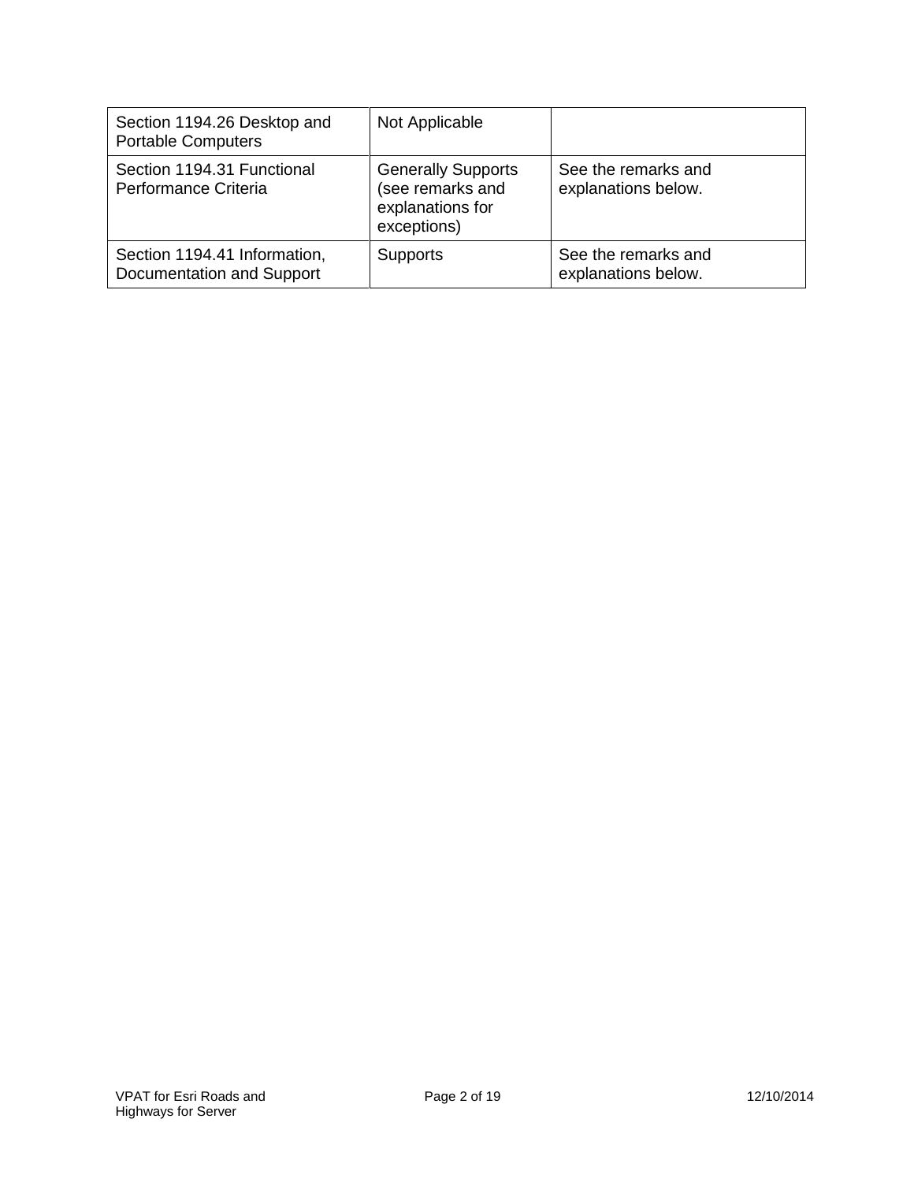| Section 1194.26 Desktop and Portable Computers | Not Applicable | |
| --- | --- | --- |
| Section 1194.31 Functional Performance Criteria | Generally Supports (see remarks and explanations for exceptions) | See the remarks and explanations below. |
| Section 1194.41 Information, Documentation and Support | Supports | See the remarks and explanations below. |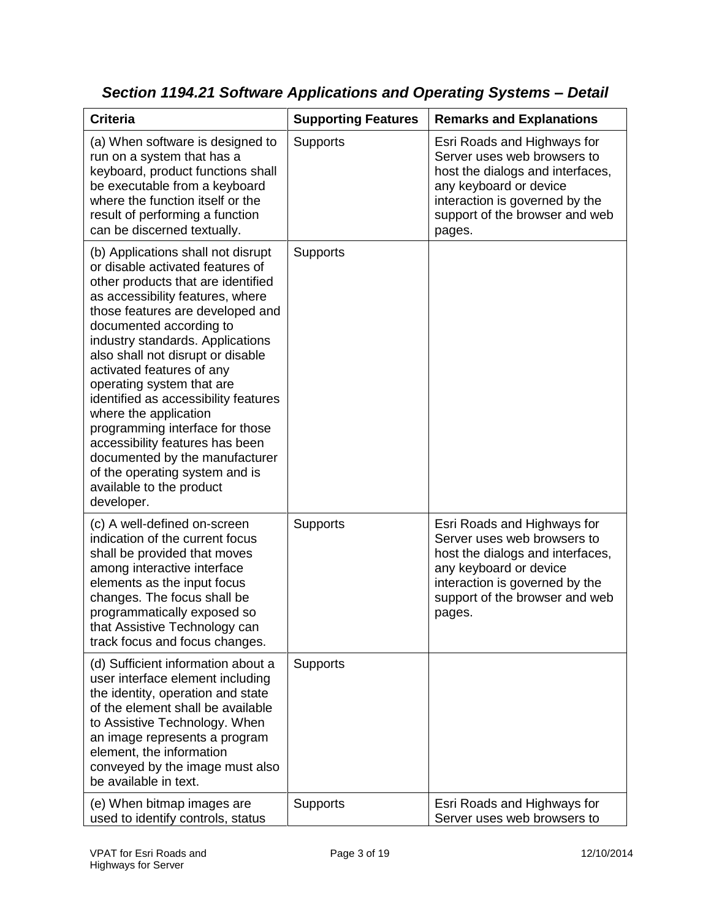### *Section 1194.21 Software Applications and Operating Systems – Detail*

| Criteria | Supporting Features | Remarks and Explanations |
| --- | --- | --- |
| (a) When software is designed to run on a system that has a keyboard, product functions shall be executable from a keyboard where the function itself or the result of performing a function can be discerned textually. | Supports | Esri Roads and Highways for Server uses web browsers to host the dialogs and interfaces, any keyboard or device interaction is governed by the support of the browser and web pages. |
| (b) Applications shall not disrupt or disable activated features of other products that are identified as accessibility features, where those features are developed and documented according to industry standards. Applications also shall not disrupt or disable activated features of any operating system that are identified as accessibility features where the application programming interface for those accessibility features has been documented by the manufacturer of the operating system and is available to the product developer. | Supports | |
| (c) A well-defined on-screen indication of the current focus shall be provided that moves among interactive interface elements as the input focus changes. The focus shall be programmatically exposed so that Assistive Technology can track focus and focus changes. | Supports | Esri Roads and Highways for Server uses web browsers to host the dialogs and interfaces, any keyboard or device interaction is governed by the support of the browser and web pages. |
| (d) Sufficient information about a user interface element including the identity, operation and state of the element shall be available to Assistive Technology. When an image represents a program element, the information conveyed by the image must also be available in text. | Supports | |
| (e) When bitmap images are used to identify controls, status | Supports | Esri Roads and Highways for Server uses web browsers to |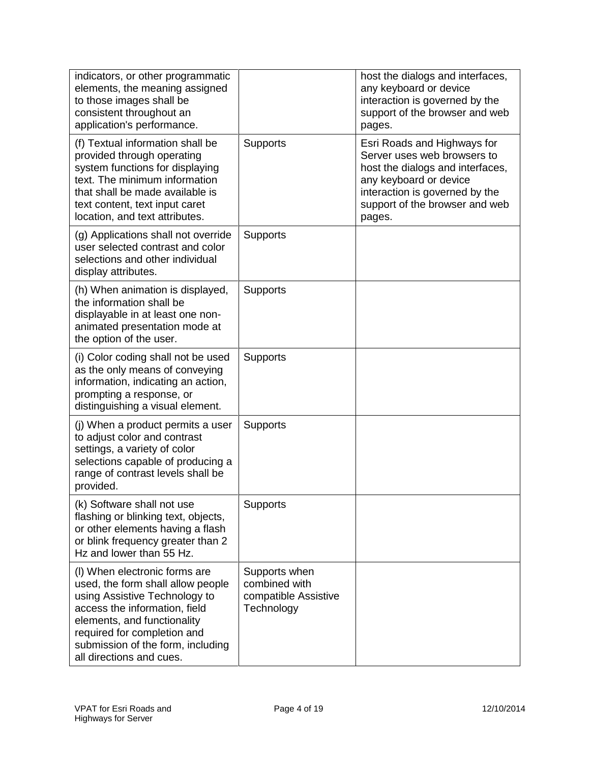| | | |
|---|---|---|
| indicators, or other programmatic elements, the meaning assigned to those images shall be consistent throughout an application's performance. | | host the dialogs and interfaces, any keyboard or device interaction is governed by the support of the browser and web pages. |
| (f) Textual information shall be provided through operating system functions for displaying text. The minimum information that shall be made available is text content, text input caret location, and text attributes. | Supports | Esri Roads and Highways for Server uses web browsers to host the dialogs and interfaces, any keyboard or device interaction is governed by the support of the browser and web pages. |
| (g) Applications shall not override user selected contrast and color selections and other individual display attributes. | Supports | |
| (h) When animation is displayed, the information shall be displayable in at least one non-animated presentation mode at the option of the user. | Supports | |
| (i) Color coding shall not be used as the only means of conveying information, indicating an action, prompting a response, or distinguishing a visual element. | Supports | |
| (j) When a product permits a user to adjust color and contrast settings, a variety of color selections capable of producing a range of contrast levels shall be provided. | Supports | |
| (k) Software shall not use flashing or blinking text, objects, or other elements having a flash or blink frequency greater than 2 Hz and lower than 55 Hz. | Supports | |
| (l) When electronic forms are used, the form shall allow people using Assistive Technology to access the information, field elements, and functionality required for completion and submission of the form, including all directions and cues. | Supports when combined with compatible Assistive Technology | |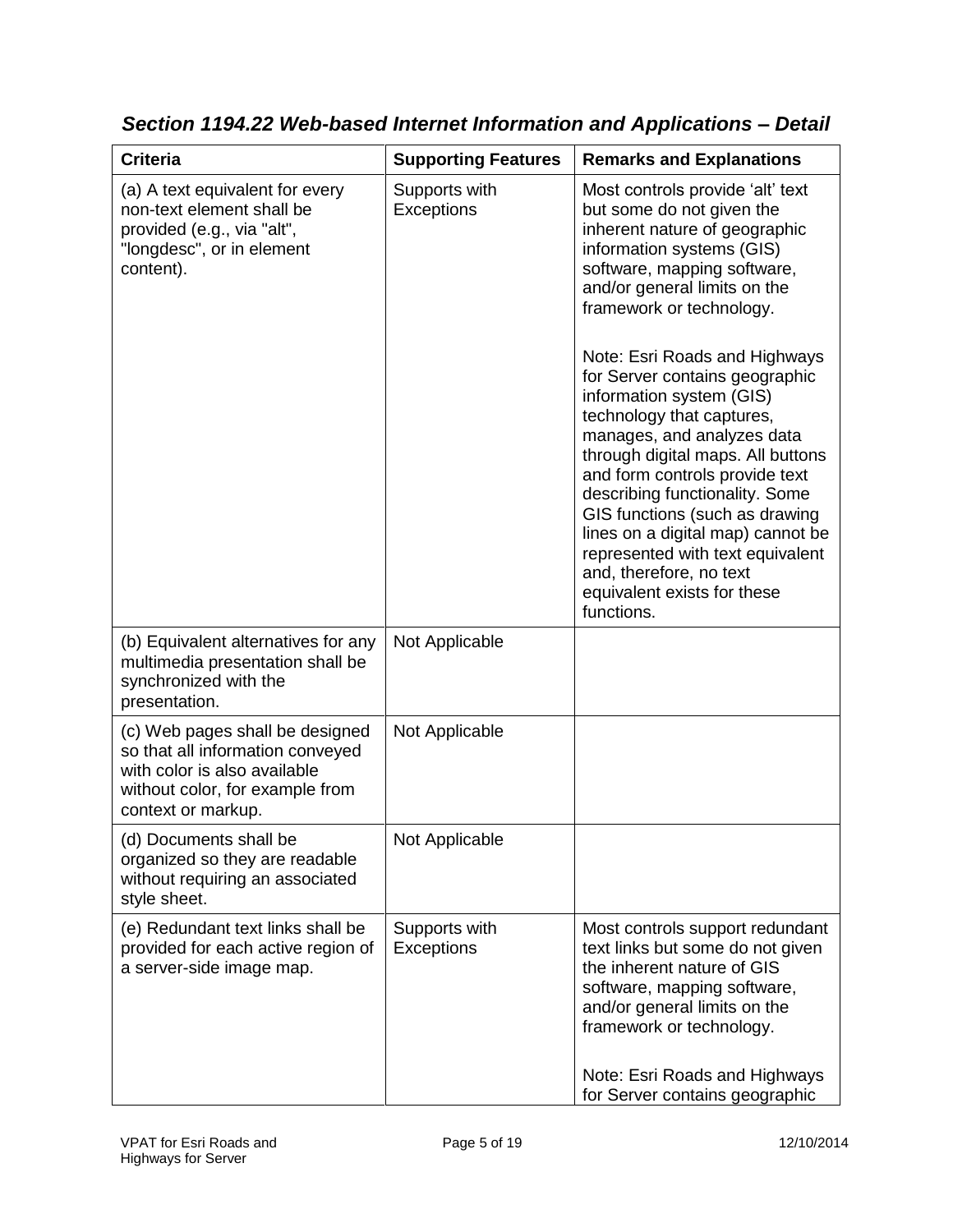## *Section 1194.22 Web-based Internet Information and Applications – Detail*

| Criteria | Supporting Features | Remarks and Explanations |
| --- | --- | --- |
| (a) A text equivalent for every non-text element shall be provided (e.g., via "alt", "longdesc", or in element content). | Supports with Exceptions | Most controls provide 'alt' text but some do not given the inherent nature of geographic information systems (GIS) software, mapping software, and/or general limits on the framework or technology.<br><br>Note: Esri Roads and Highways for Server contains geographic information system (GIS) technology that captures, manages, and analyzes data through digital maps. All buttons and form controls provide text describing functionality. Some GIS functions (such as drawing lines on a digital map) cannot be represented with text equivalent and, therefore, no text equivalent exists for these functions. |
| (b) Equivalent alternatives for any multimedia presentation shall be synchronized with the presentation. | Not Applicable | |
| (c) Web pages shall be designed so that all information conveyed with color is also available without color, for example from context or markup. | Not Applicable | |
| (d) Documents shall be organized so they are readable without requiring an associated style sheet. | Not Applicable | |
| (e) Redundant text links shall be provided for each active region of a server-side image map. | Supports with Exceptions | Most controls support redundant text links but some do not given the inherent nature of GIS software, mapping software, and/or general limits on the framework or technology.<br><br>Note: Esri Roads and Highways for Server contains geographic |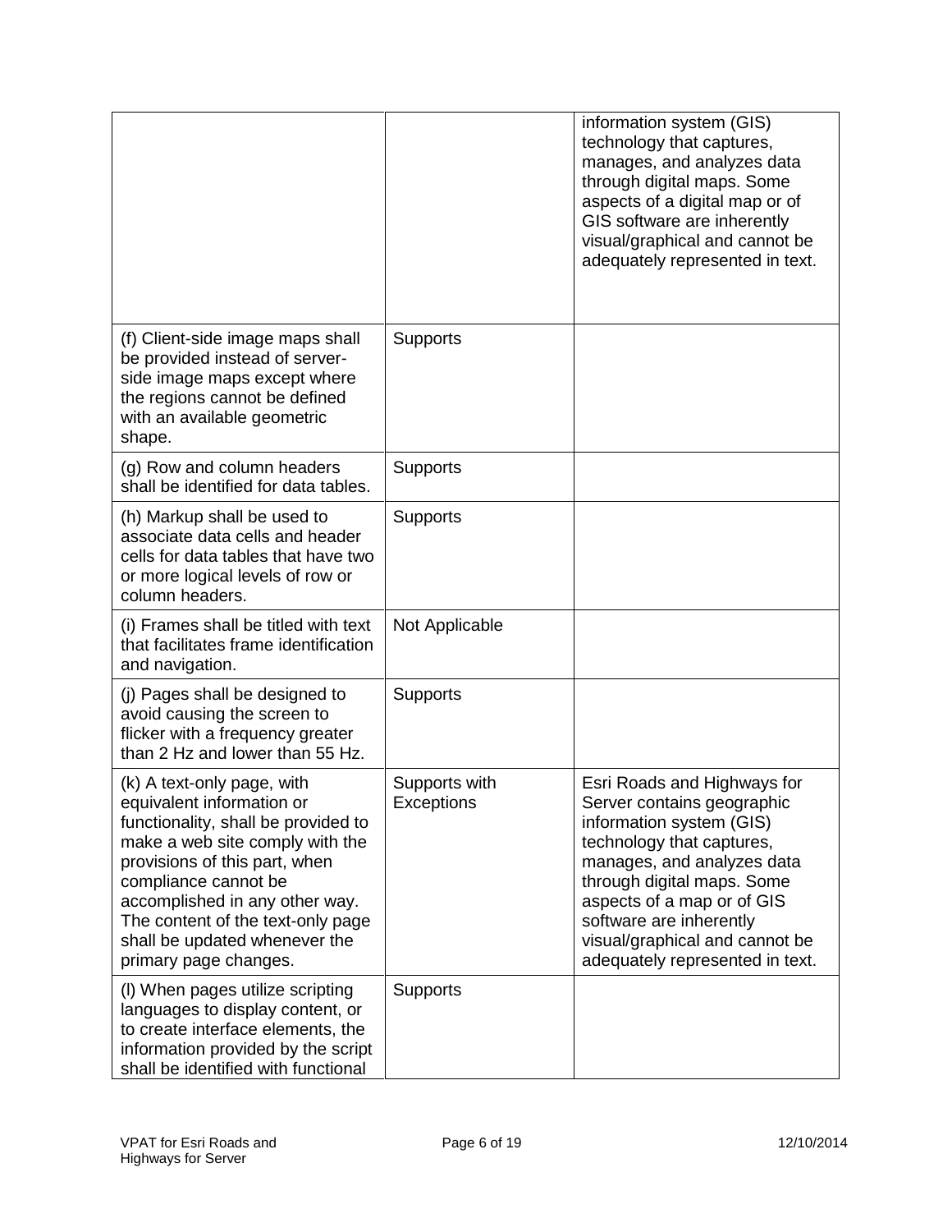| | | |
|---|---|---|
| | | information system (GIS) technology that captures, manages, and analyzes data through digital maps. Some aspects of a digital map or of GIS software are inherently visual/graphical and cannot be adequately represented in text. |
| (f) Client-side image maps shall be provided instead of server-side image maps except where the regions cannot be defined with an available geometric shape. | Supports | |
| (g) Row and column headers shall be identified for data tables. | Supports | |
| (h) Markup shall be used to associate data cells and header cells for data tables that have two or more logical levels of row or column headers. | Supports | |
| (i) Frames shall be titled with text that facilitates frame identification and navigation. | Not Applicable | |
| (j) Pages shall be designed to avoid causing the screen to flicker with a frequency greater than 2 Hz and lower than 55 Hz. | Supports | |
| (k) A text-only page, with equivalent information or functionality, shall be provided to make a web site comply with the provisions of this part, when compliance cannot be accomplished in any other way. The content of the text-only page shall be updated whenever the primary page changes. | Supports with Exceptions | Esri Roads and Highways for Server contains geographic information system (GIS) technology that captures, manages, and analyzes data through digital maps. Some aspects of a map or of GIS software are inherently visual/graphical and cannot be adequately represented in text. |
| (l) When pages utilize scripting languages to display content, or to create interface elements, the information provided by the script shall be identified with functional | Supports | |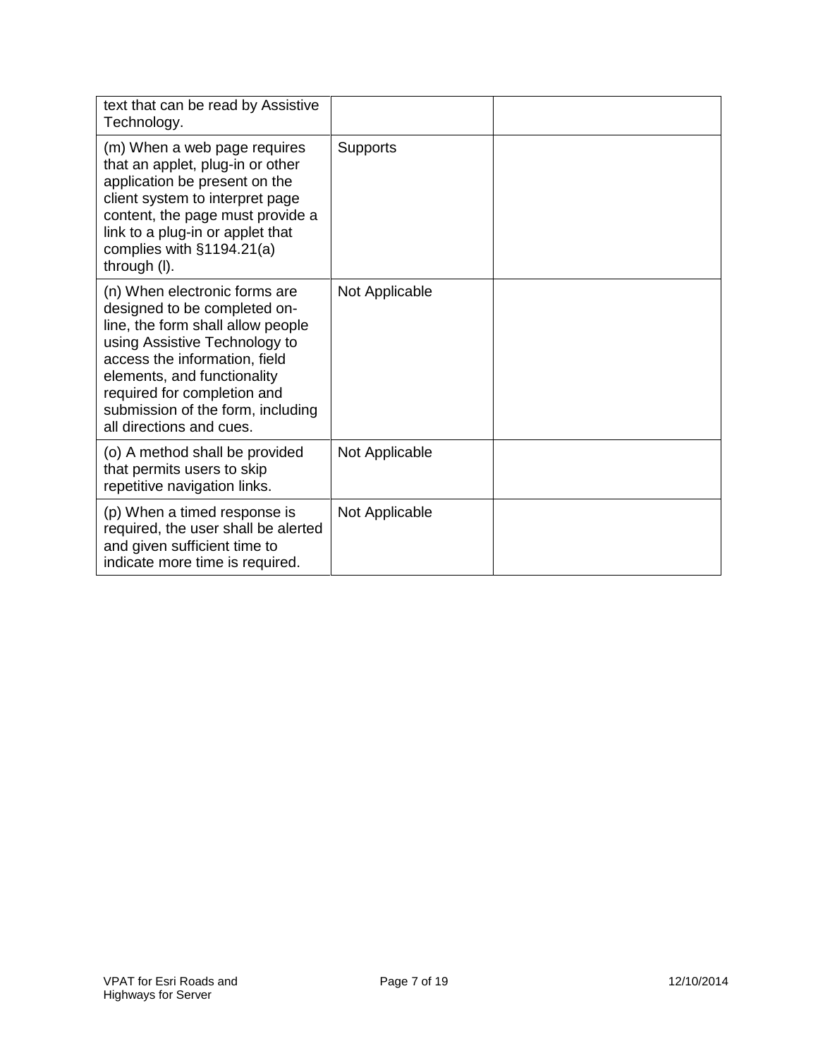| | | |
|---|---|---|
| text that can be read by Assistive Technology. | | |
| (m) When a web page requires that an applet, plug-in or other application be present on the client system to interpret page content, the page must provide a link to a plug-in or applet that complies with §1194.21(a) through (l). | Supports | |
| (n) When electronic forms are designed to be completed on-line, the form shall allow people using Assistive Technology to access the information, field elements, and functionality required for completion and submission of the form, including all directions and cues. | Not Applicable | |
| (o) A method shall be provided that permits users to skip repetitive navigation links. | Not Applicable | |
| (p) When a timed response is required, the user shall be alerted and given sufficient time to indicate more time is required. | Not Applicable | |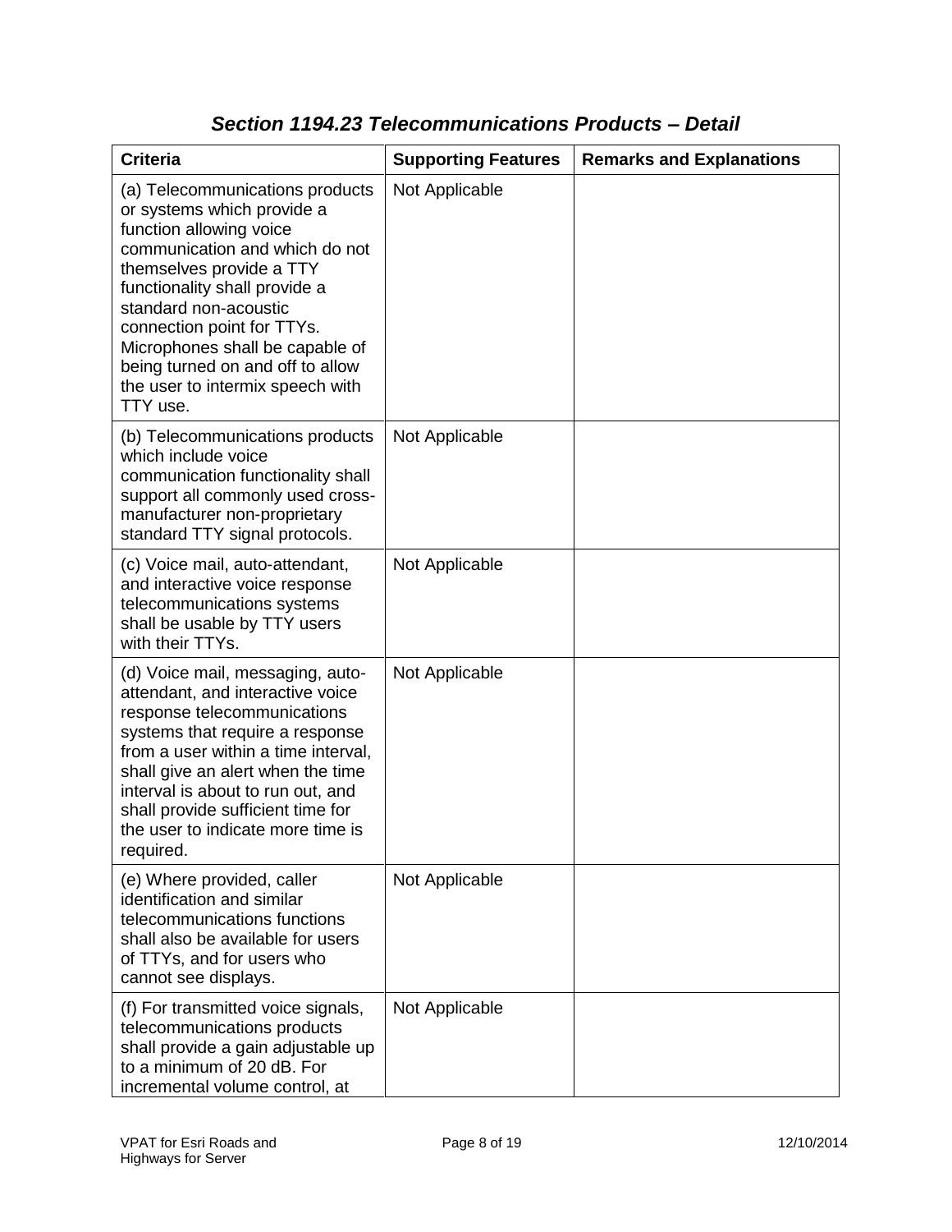## *Section 1194.23 Telecommunications Products – Detail*

| Criteria | Supporting Features | Remarks and Explanations |
| --- | --- | --- |
| (a) Telecommunications products or systems which provide a function allowing voice communication and which do not themselves provide a TTY functionality shall provide a standard non-acoustic connection point for TTYs. Microphones shall be capable of being turned on and off to allow the user to intermix speech with TTY use. | Not Applicable | |
| (b) Telecommunications products which include voice communication functionality shall support all commonly used cross-manufacturer non-proprietary standard TTY signal protocols. | Not Applicable | |
| (c) Voice mail, auto-attendant, and interactive voice response telecommunications systems shall be usable by TTY users with their TTYs. | Not Applicable | |
| (d) Voice mail, messaging, auto-attendant, and interactive voice response telecommunications systems that require a response from a user within a time interval, shall give an alert when the time interval is about to run out, and shall provide sufficient time for the user to indicate more time is required. | Not Applicable | |
| (e) Where provided, caller identification and similar telecommunications functions shall also be available for users of TTYs, and for users who cannot see displays. | Not Applicable | |
| (f) For transmitted voice signals, telecommunications products shall provide a gain adjustable up to a minimum of 20 dB. For incremental volume control, at | Not Applicable | |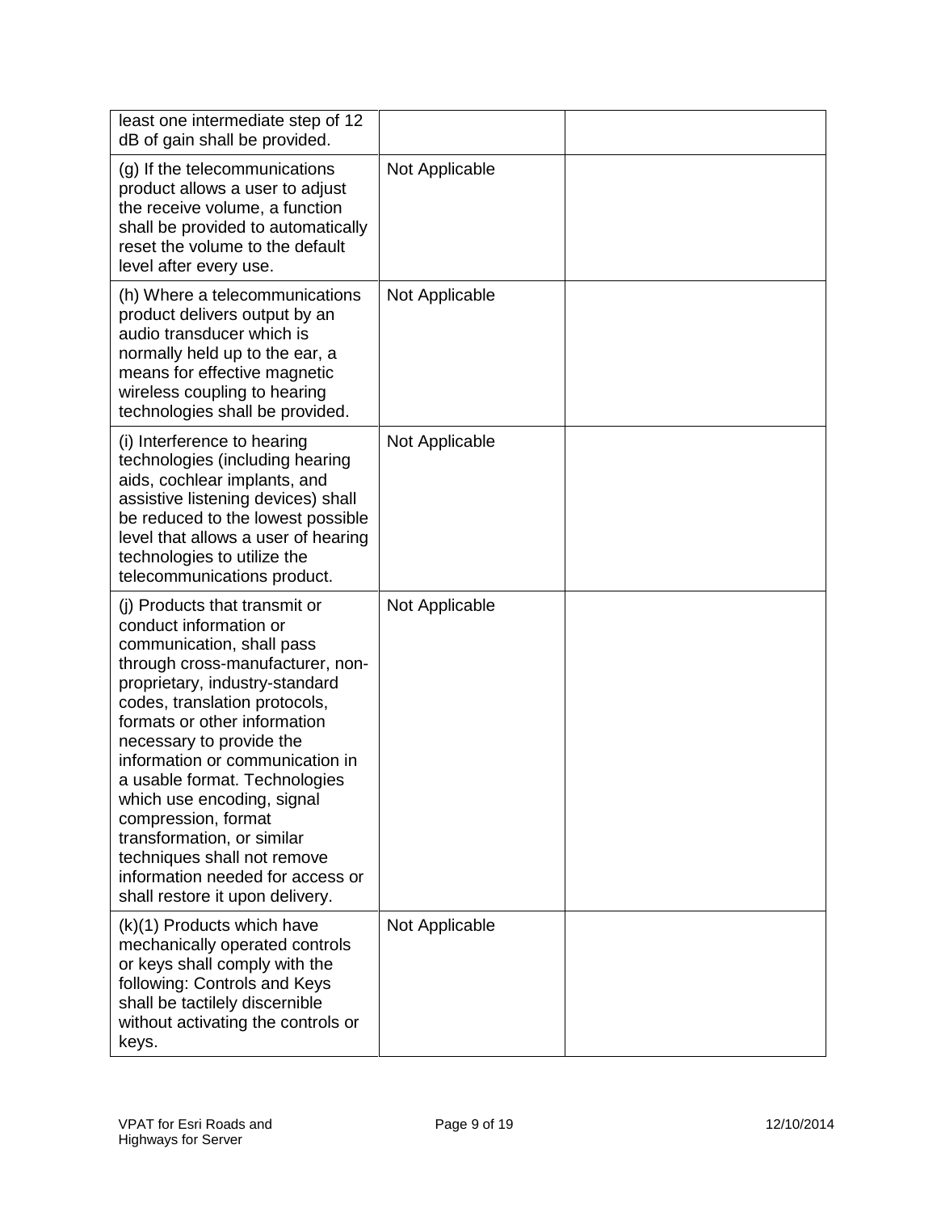| | | |
|---|---|---|
| least one intermediate step of 12 dB of gain shall be provided. | | |
| (g) If the telecommunications product allows a user to adjust the receive volume, a function shall be provided to automatically reset the volume to the default level after every use. | Not Applicable | |
| (h) Where a telecommunications product delivers output by an audio transducer which is normally held up to the ear, a means for effective magnetic wireless coupling to hearing technologies shall be provided. | Not Applicable | |
| (i) Interference to hearing technologies (including hearing aids, cochlear implants, and assistive listening devices) shall be reduced to the lowest possible level that allows a user of hearing technologies to utilize the telecommunications product. | Not Applicable | |
| (j) Products that transmit or conduct information or communication, shall pass through cross-manufacturer, non-proprietary, industry-standard codes, translation protocols, formats or other information necessary to provide the information or communication in a usable format. Technologies which use encoding, signal compression, format transformation, or similar techniques shall not remove information needed for access or shall restore it upon delivery. | Not Applicable | |
| (k)(1) Products which have mechanically operated controls or keys shall comply with the following: Controls and Keys shall be tactilely discernible without activating the controls or keys. | Not Applicable | |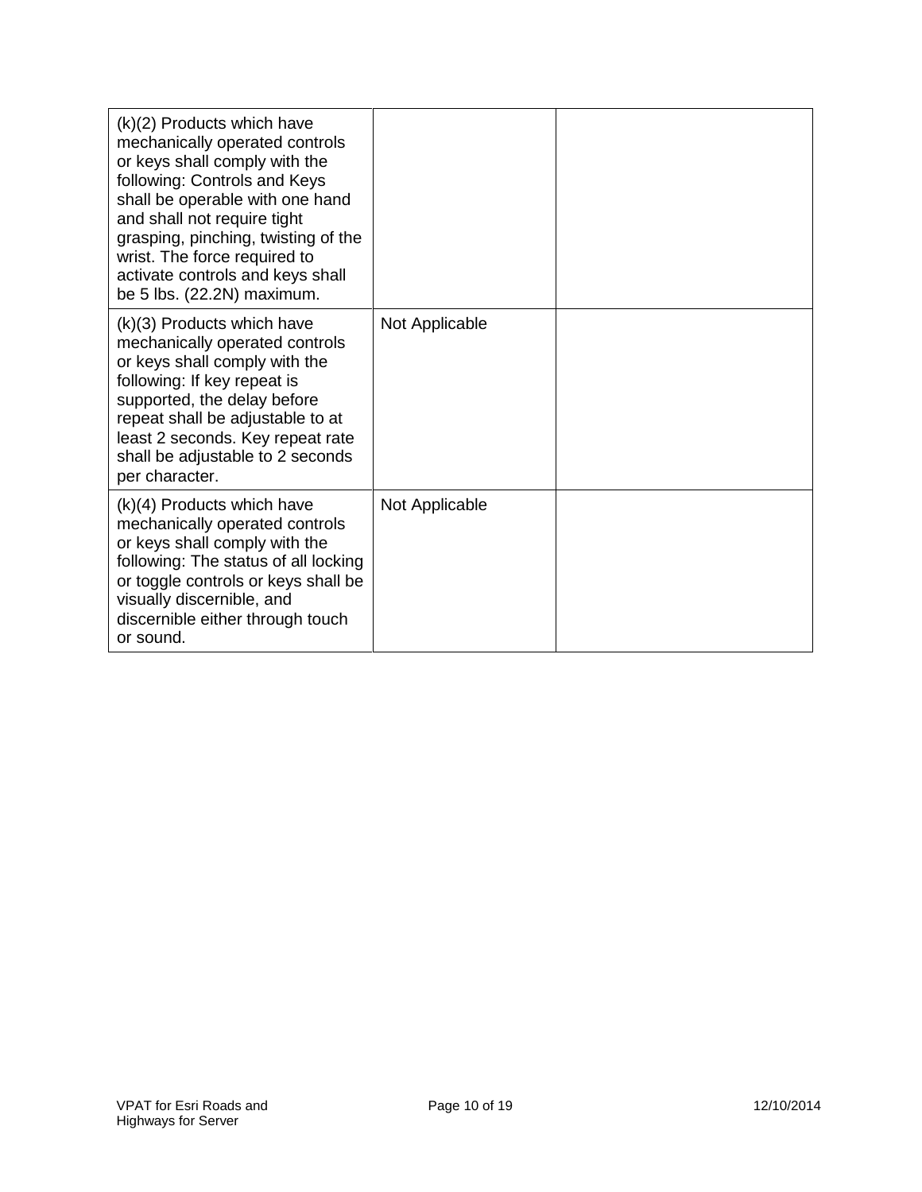| | | |
|---|---|---|
| (k)(2) Products which have mechanically operated controls or keys shall comply with the following: Controls and Keys shall be operable with one hand and shall not require tight grasping, pinching, twisting of the wrist. The force required to activate controls and keys shall be 5 lbs. (22.2N) maximum. | | |
| (k)(3) Products which have mechanically operated controls or keys shall comply with the following: If key repeat is supported, the delay before repeat shall be adjustable to at least 2 seconds. Key repeat rate shall be adjustable to 2 seconds per character. | Not Applicable | |
| (k)(4) Products which have mechanically operated controls or keys shall comply with the following: The status of all locking or toggle controls or keys shall be visually discernible, and discernible either through touch or sound. | Not Applicable | |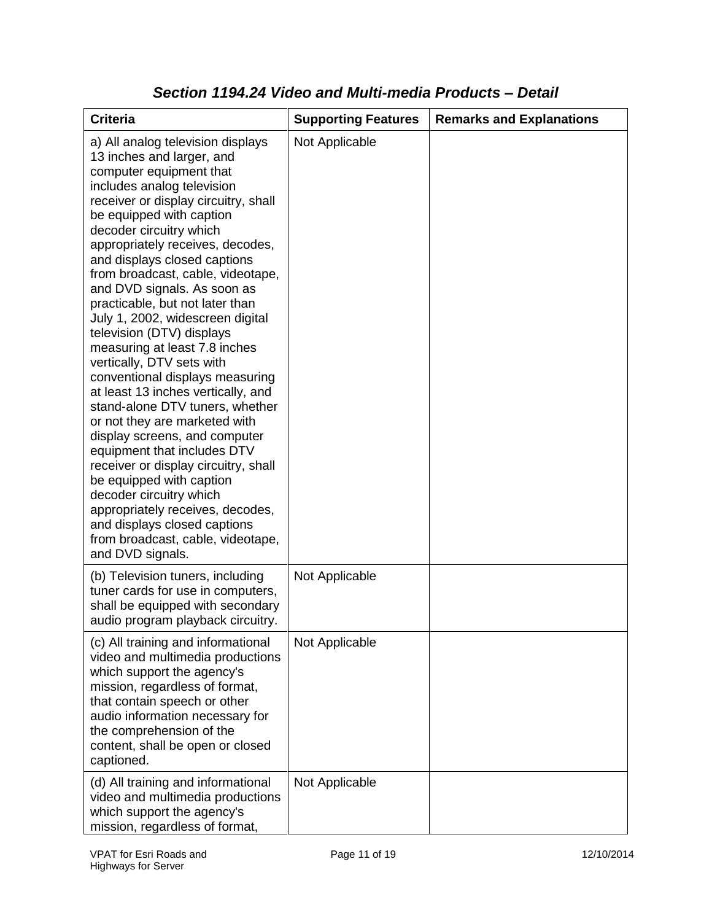### *Section 1194.24 Video and Multi-media Products – Detail*

| Criteria | Supporting Features | Remarks and Explanations |
| --- | --- | --- |
| a) All analog television displays 13 inches and larger, and computer equipment that includes analog television receiver or display circuitry, shall be equipped with caption decoder circuitry which appropriately receives, decodes, and displays closed captions from broadcast, cable, videotape, and DVD signals. As soon as practicable, but not later than July 1, 2002, widescreen digital television (DTV) displays measuring at least 7.8 inches vertically, DTV sets with conventional displays measuring at least 13 inches vertically, and stand-alone DTV tuners, whether or not they are marketed with display screens, and computer equipment that includes DTV receiver or display circuitry, shall be equipped with caption decoder circuitry which appropriately receives, decodes, and displays closed captions from broadcast, cable, videotape, and DVD signals. | Not Applicable | |
| (b) Television tuners, including tuner cards for use in computers, shall be equipped with secondary audio program playback circuitry. | Not Applicable | |
| (c) All training and informational video and multimedia productions which support the agency's mission, regardless of format, that contain speech or other audio information necessary for the comprehension of the content, shall be open or closed captioned. | Not Applicable | |
| (d) All training and informational video and multimedia productions which support the agency's mission, regardless of format, | Not Applicable | |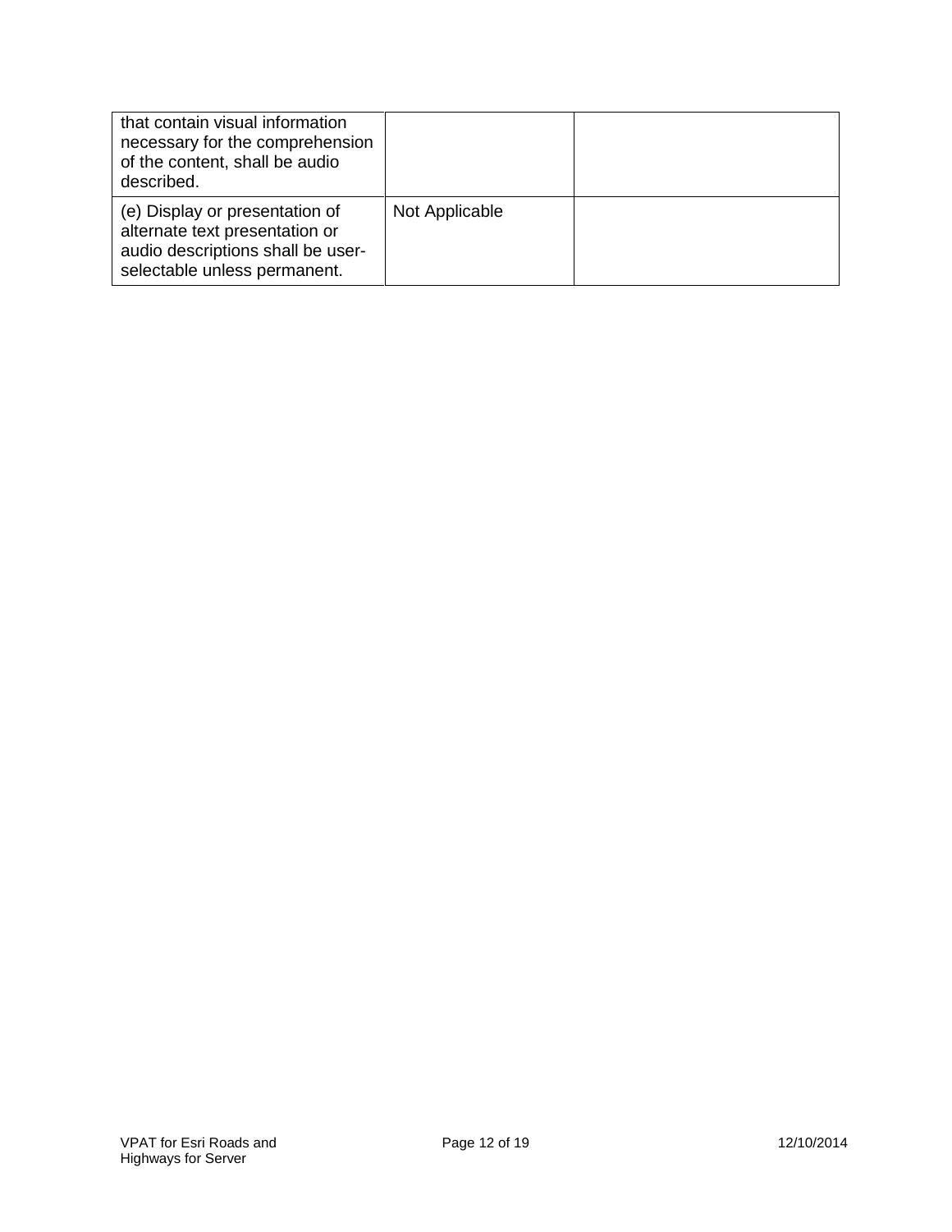| | | |
|---|---|---|
| that contain visual information necessary for the comprehension of the content, shall be audio described. | | |
| (e) Display or presentation of alternate text presentation or audio descriptions shall be user-selectable unless permanent. | Not Applicable | |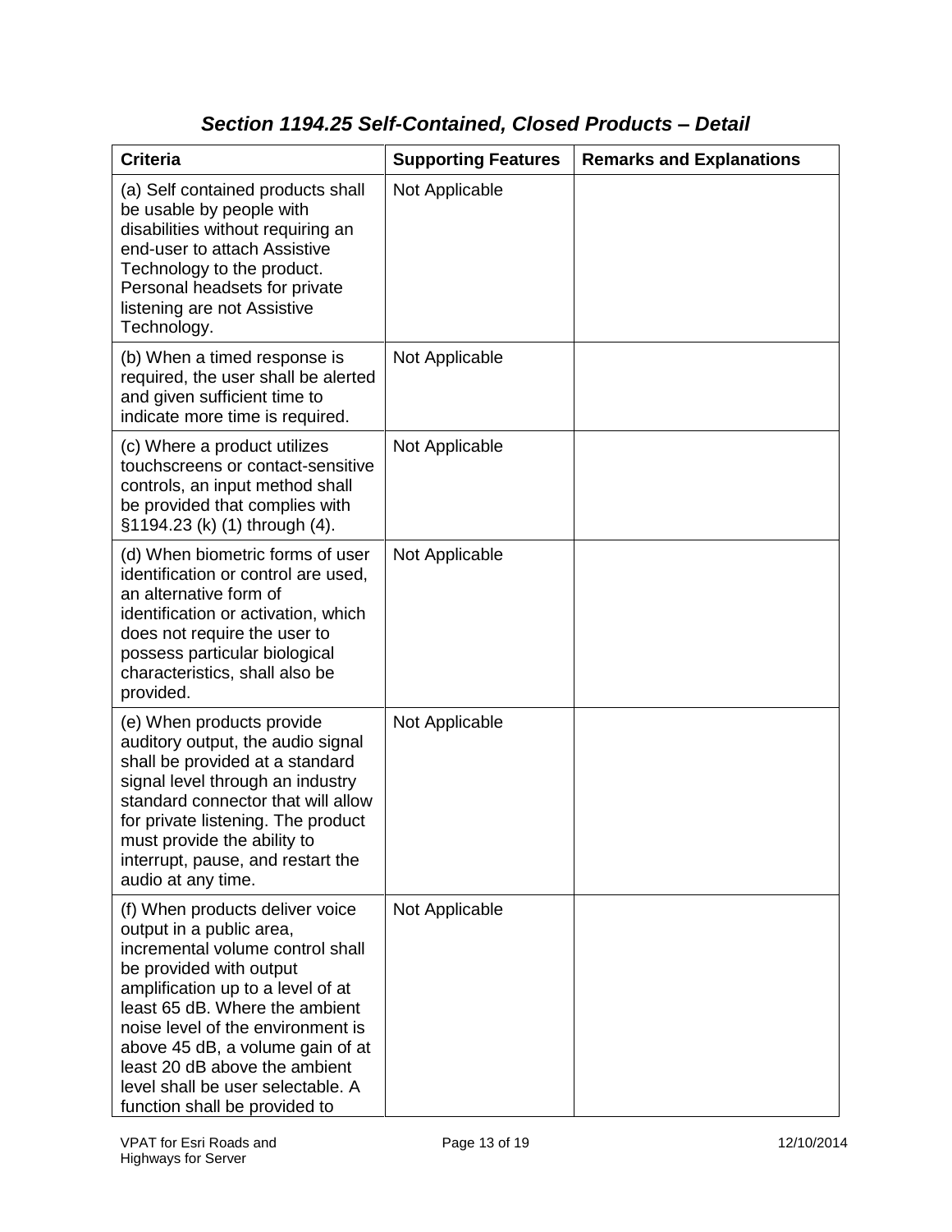## *Section 1194.25 Self-Contained, Closed Products – Detail*

| Criteria | Supporting Features | Remarks and Explanations |
| --- | --- | --- |
| (a) Self contained products shall be usable by people with disabilities without requiring an end-user to attach Assistive Technology to the product. Personal headsets for private listening are not Assistive Technology. | Not Applicable | |
| (b) When a timed response is required, the user shall be alerted and given sufficient time to indicate more time is required. | Not Applicable | |
| (c) Where a product utilizes touchscreens or contact-sensitive controls, an input method shall be provided that complies with §1194.23 (k) (1) through (4). | Not Applicable | |
| (d) When biometric forms of user identification or control are used, an alternative form of identification or activation, which does not require the user to possess particular biological characteristics, shall also be provided. | Not Applicable | |
| (e) When products provide auditory output, the audio signal shall be provided at a standard signal level through an industry standard connector that will allow for private listening. The product must provide the ability to interrupt, pause, and restart the audio at any time. | Not Applicable | |
| (f) When products deliver voice output in a public area, incremental volume control shall be provided with output amplification up to a level of at least 65 dB. Where the ambient noise level of the environment is above 45 dB, a volume gain of at least 20 dB above the ambient level shall be user selectable. A function shall be provided to | Not Applicable | |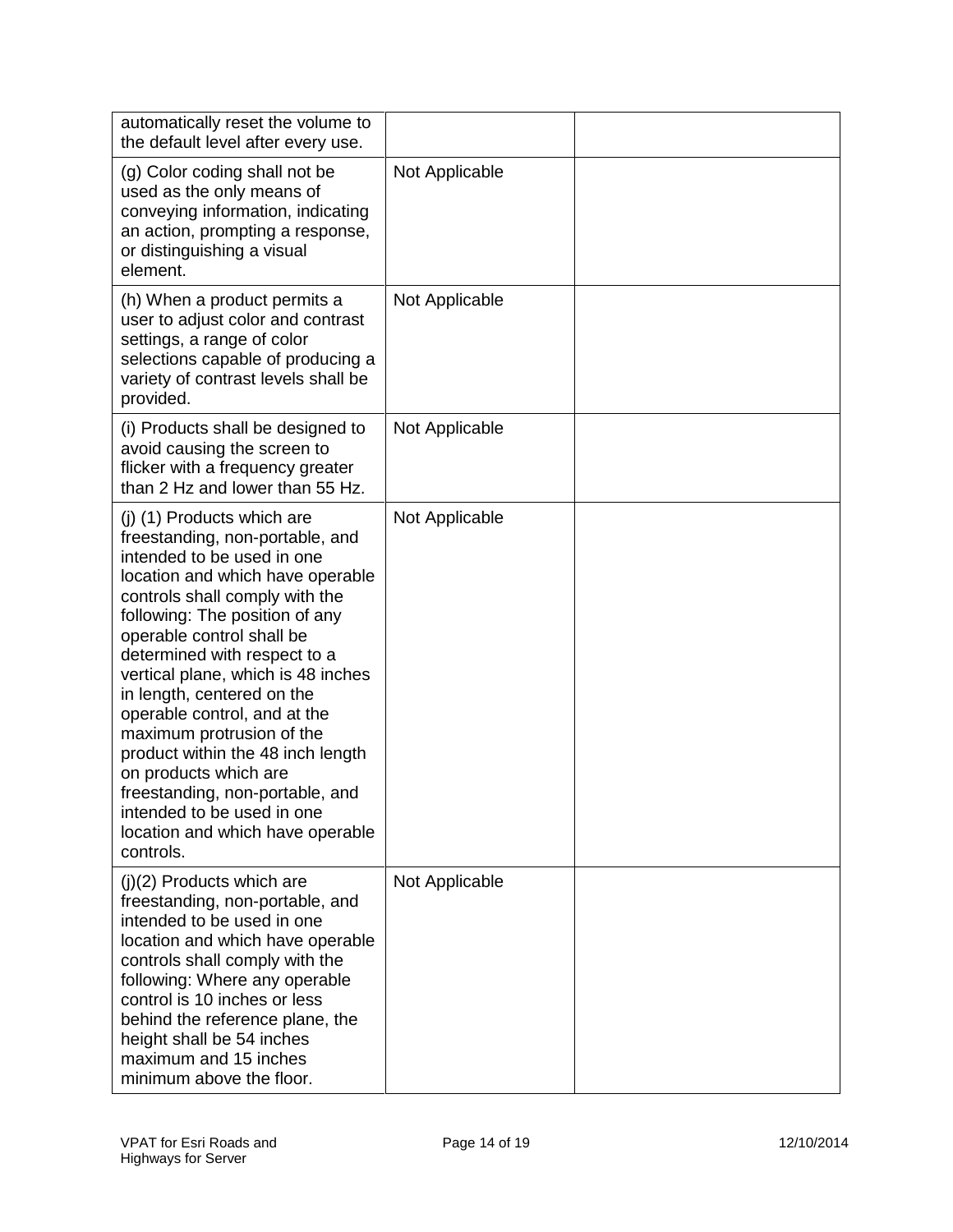| | | |
|---|---|---|
| automatically reset the volume to the default level after every use. | | |
| (g) Color coding shall not be used as the only means of conveying information, indicating an action, prompting a response, or distinguishing a visual element. | Not Applicable | |
| (h) When a product permits a user to adjust color and contrast settings, a range of color selections capable of producing a variety of contrast levels shall be provided. | Not Applicable | |
| (i) Products shall be designed to avoid causing the screen to flicker with a frequency greater than 2 Hz and lower than 55 Hz. | Not Applicable | |
| (j) (1) Products which are freestanding, non-portable, and intended to be used in one location and which have operable controls shall comply with the following: The position of any operable control shall be determined with respect to a vertical plane, which is 48 inches in length, centered on the operable control, and at the maximum protrusion of the product within the 48 inch length on products which are freestanding, non-portable, and intended to be used in one location and which have operable controls. | Not Applicable | |
| (j)(2) Products which are freestanding, non-portable, and intended to be used in one location and which have operable controls shall comply with the following: Where any operable control is 10 inches or less behind the reference plane, the height shall be 54 inches maximum and 15 inches minimum above the floor. | Not Applicable | |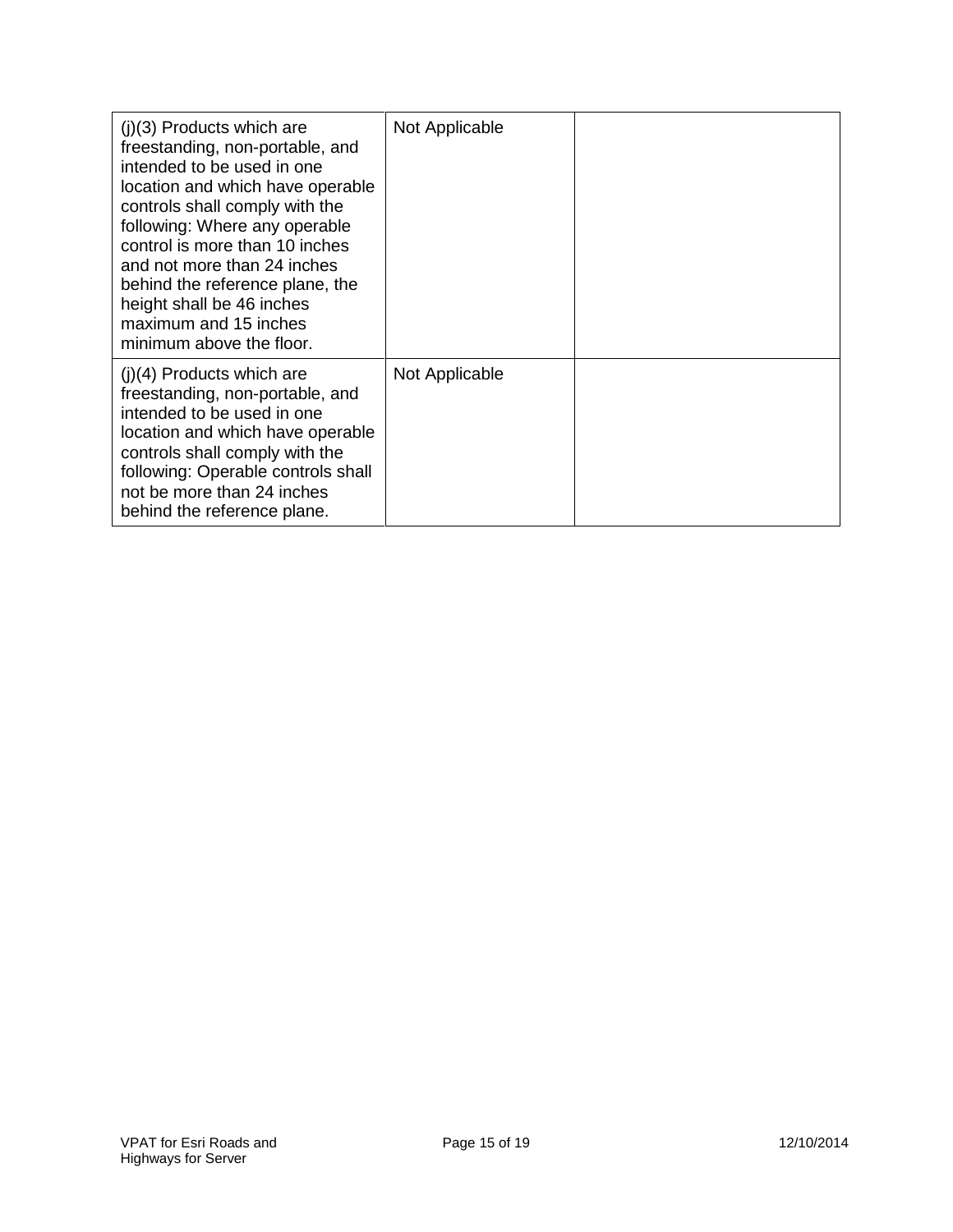| (j)(3) Products which are freestanding, non-portable, and intended to be used in one location and which have operable controls shall comply with the following: Where any operable control is more than 10 inches and not more than 24 inches behind the reference plane, the height shall be 46 inches maximum and 15 inches minimum above the floor. | Not Applicable | |
|---|---|---|
| (j)(4) Products which are freestanding, non-portable, and intended to be used in one location and which have operable controls shall comply with the following: Operable controls shall not be more than 24 inches behind the reference plane. | Not Applicable | |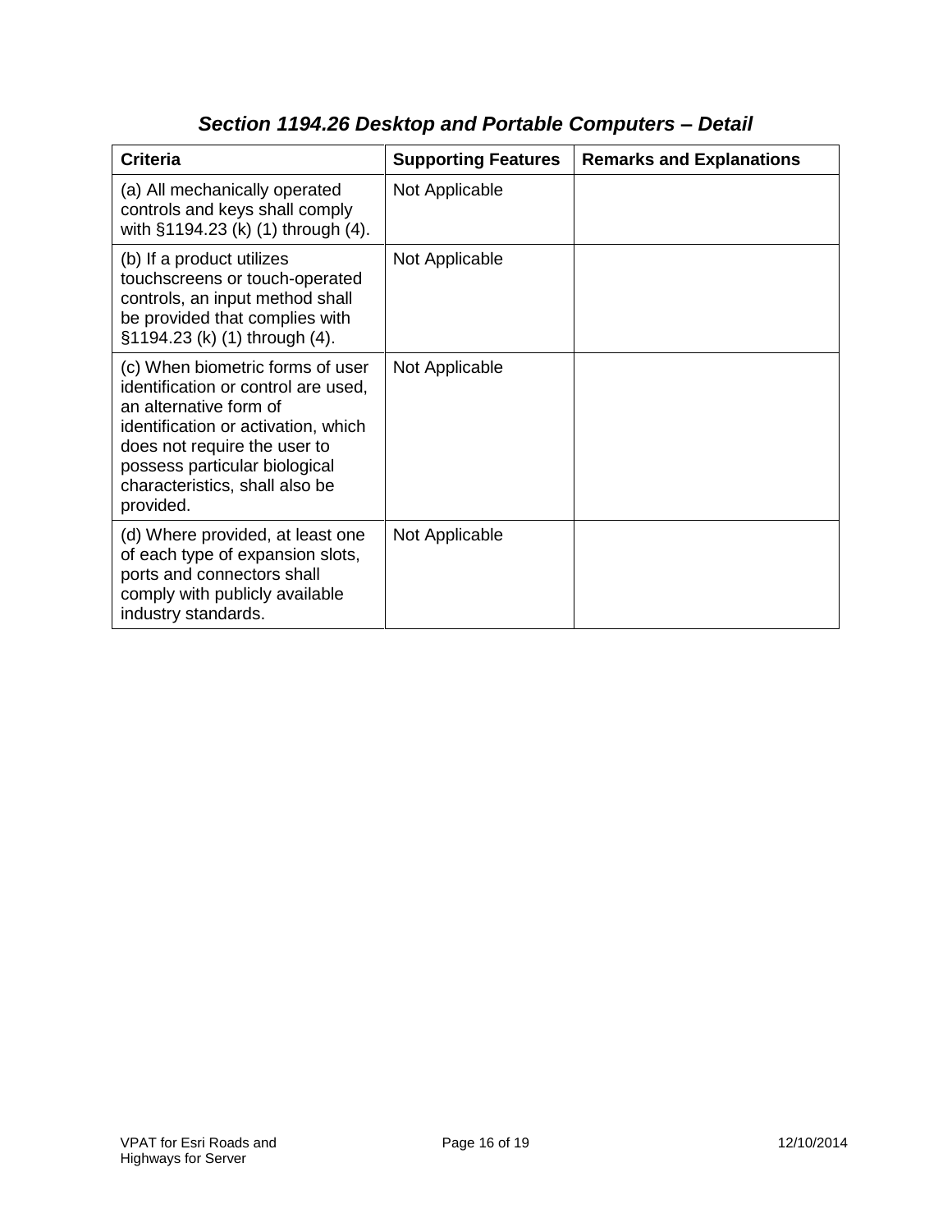## *Section 1194.26 Desktop and Portable Computers – Detail*

| Criteria | Supporting Features | Remarks and Explanations |
| --- | --- | --- |
| (a) All mechanically operated controls and keys shall comply with §1194.23 (k) (1) through (4). | Not Applicable | |
| (b) If a product utilizes touchscreens or touch-operated controls, an input method shall be provided that complies with §1194.23 (k) (1) through (4). | Not Applicable | |
| (c) When biometric forms of user identification or control are used, an alternative form of identification or activation, which does not require the user to possess particular biological characteristics, shall also be provided. | Not Applicable | |
| (d) Where provided, at least one of each type of expansion slots, ports and connectors shall comply with publicly available industry standards. | Not Applicable | |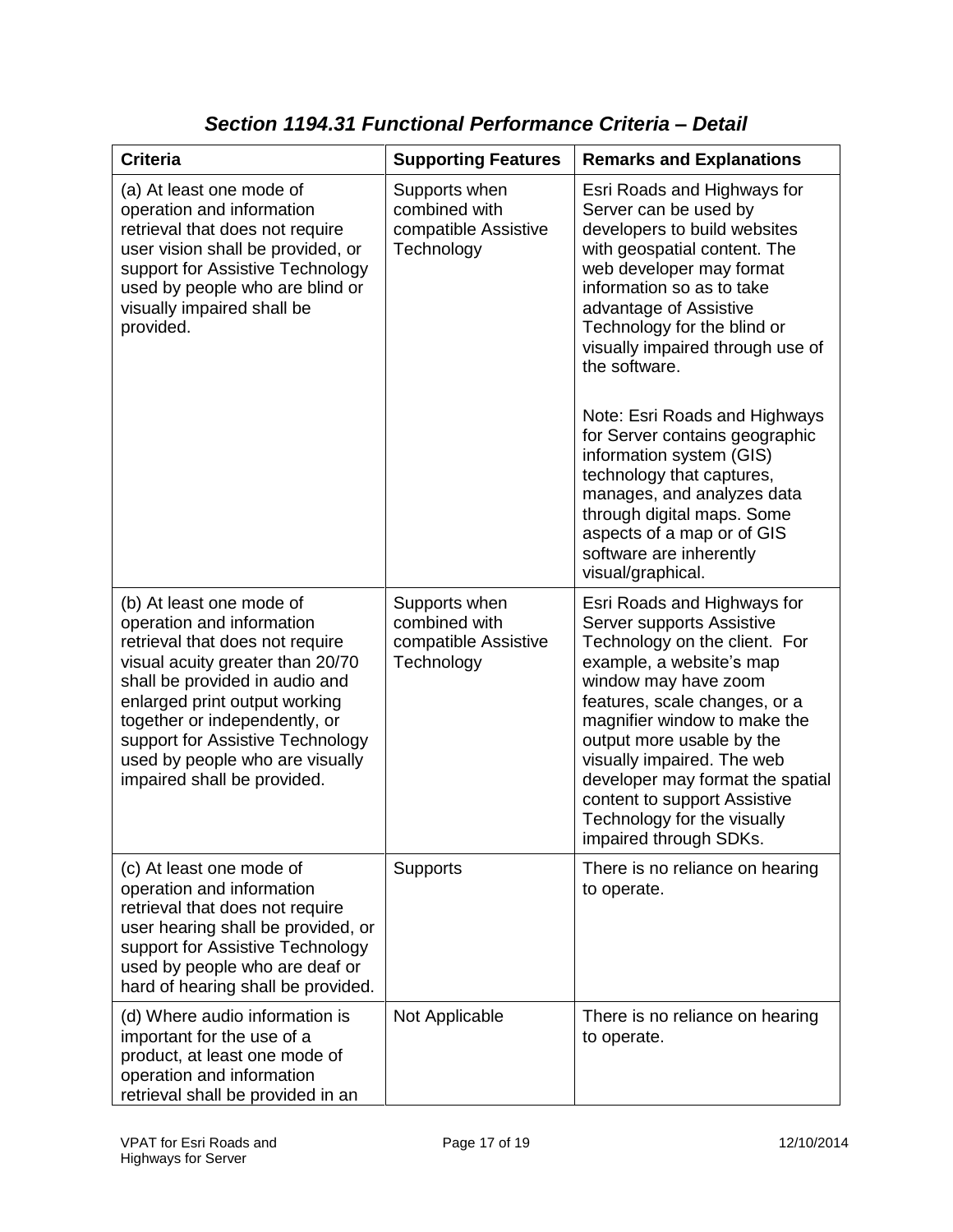## *Section 1194.31 Functional Performance Criteria – Detail*

| Criteria | Supporting Features | Remarks and Explanations |
| --- | --- | --- |
| (a) At least one mode of operation and information retrieval that does not require user vision shall be provided, or support for Assistive Technology used by people who are blind or visually impaired shall be provided. | Supports when combined with compatible Assistive Technology | Esri Roads and Highways for Server can be used by developers to build websites with geospatial content. The web developer may format information so as to take advantage of Assistive Technology for the blind or visually impaired through use of the software.<br><br>Note: Esri Roads and Highways for Server contains geographic information system (GIS) technology that captures, manages, and analyzes data through digital maps. Some aspects of a map or of GIS software are inherently visual/graphical. |
| (b) At least one mode of operation and information retrieval that does not require visual acuity greater than 20/70 shall be provided in audio and enlarged print output working together or independently, or support for Assistive Technology used by people who are visually impaired shall be provided. | Supports when combined with compatible Assistive Technology | Esri Roads and Highways for Server supports Assistive Technology on the client. For example, a website's map window may have zoom features, scale changes, or a magnifier window to make the output more usable by the visually impaired. The web developer may format the spatial content to support Assistive Technology for the visually impaired through SDKs. |
| (c) At least one mode of operation and information retrieval that does not require user hearing shall be provided, or support for Assistive Technology used by people who are deaf or hard of hearing shall be provided. | Supports | There is no reliance on hearing to operate. |
| (d) Where audio information is important for the use of a product, at least one mode of operation and information retrieval shall be provided in an | Not Applicable | There is no reliance on hearing to operate. |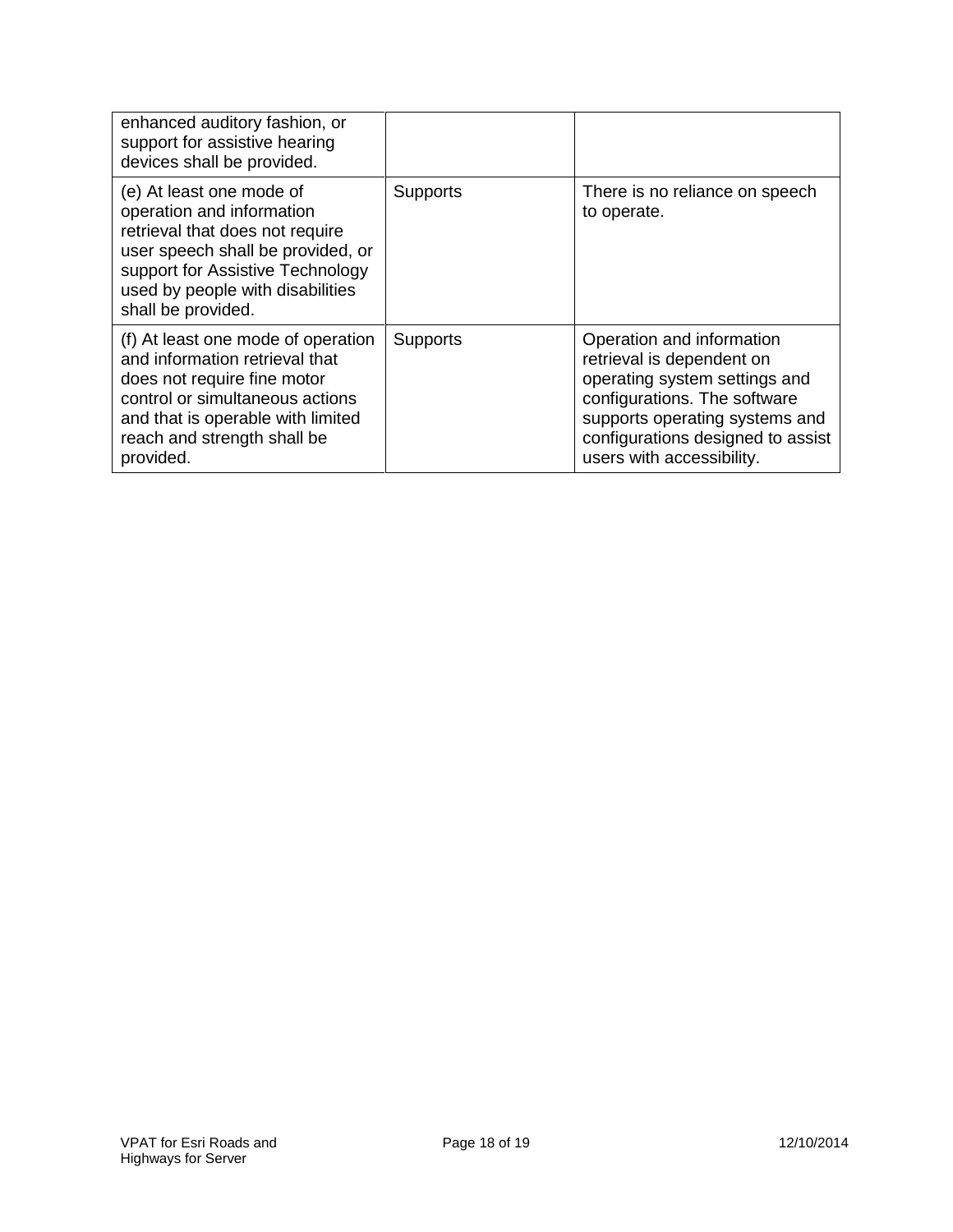| | | |
|---|---|---|
| enhanced auditory fashion, or support for assistive hearing devices shall be provided. | | |
| (e) At least one mode of operation and information retrieval that does not require user speech shall be provided, or support for Assistive Technology used by people with disabilities shall be provided. | Supports | There is no reliance on speech to operate. |
| (f) At least one mode of operation and information retrieval that does not require fine motor control or simultaneous actions and that is operable with limited reach and strength shall be provided. | Supports | Operation and information retrieval is dependent on operating system settings and configurations. The software supports operating systems and configurations designed to assist users with accessibility. |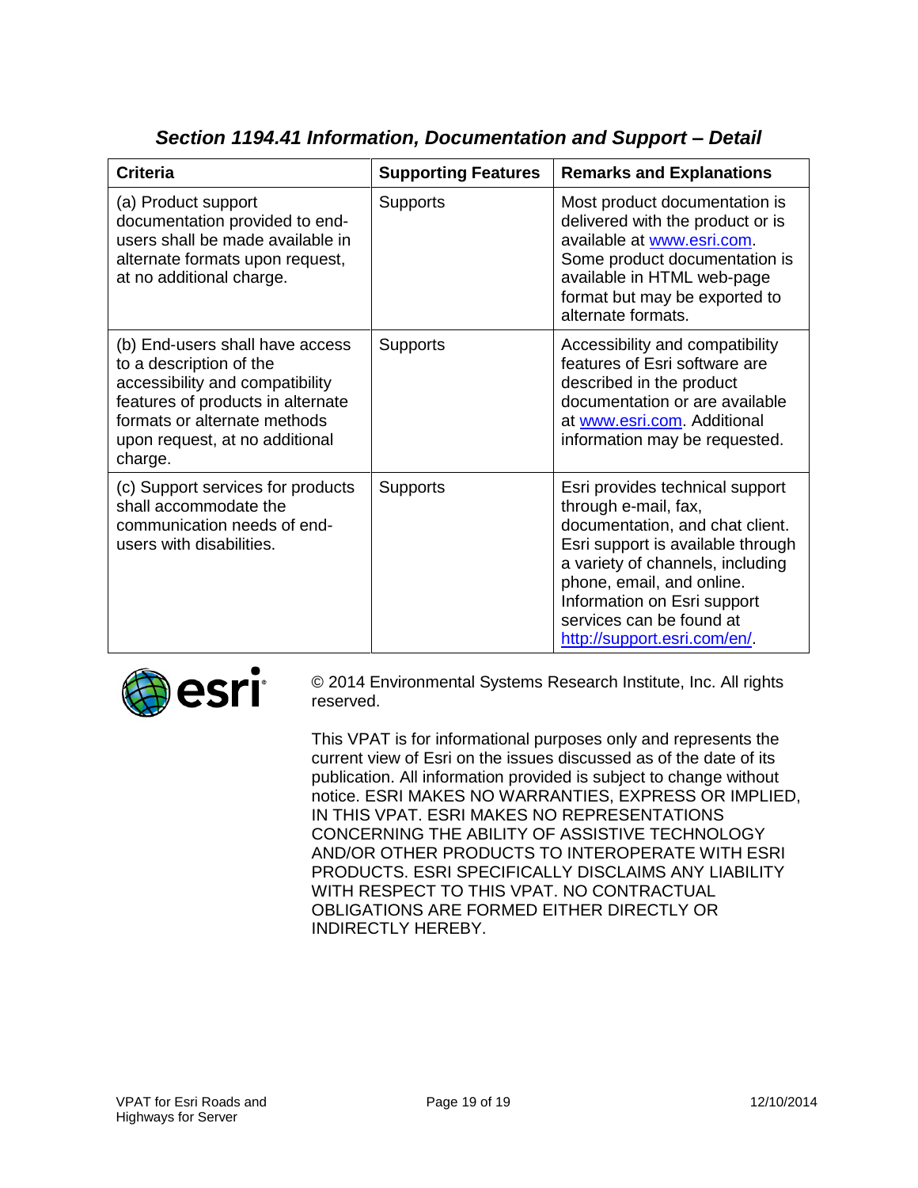### *Section 1194.41 Information, Documentation and Support – Detail*

| Criteria | Supporting Features | Remarks and Explanations |
|---|---|---|
| (a) Product support documentation provided to end-users shall be made available in alternate formats upon request, at no additional charge. | Supports | Most product documentation is delivered with the product or is available at www.esri.com. Some product documentation is available in HTML web-page format but may be exported to alternate formats. |
| (b) End-users shall have access to a description of the accessibility and compatibility features of products in alternate formats or alternate methods upon request, at no additional charge. | Supports | Accessibility and compatibility features of Esri software are described in the product documentation or are available at www.esri.com. Additional information may be requested. |
| (c) Support services for products shall accommodate the communication needs of end-users with disabilities. | Supports | Esri provides technical support through e-mail, fax, documentation, and chat client. Esri support is available through a variety of channels, including phone, email, and online. Information on Esri support services can be found at http://support.esri.com/en/. |

esri

© 2014 Environmental Systems Research Institute, Inc. All rights reserved.

This VPAT is for informational purposes only and represents the current view of Esri on the issues discussed as of the date of its publication. All information provided is subject to change without notice. ESRI MAKES NO WARRANTIES, EXPRESS OR IMPLIED, IN THIS VPAT. ESRI MAKES NO REPRESENTATIONS CONCERNING THE ABILITY OF ASSISTIVE TECHNOLOGY AND/OR OTHER PRODUCTS TO INTEROPERATE WITH ESRI PRODUCTS. ESRI SPECIFICALLY DISCLAIMS ANY LIABILITY WITH RESPECT TO THIS VPAT. NO CONTRACTUAL OBLIGATIONS ARE FORMED EITHER DIRECTLY OR INDIRECTLY HEREBY.